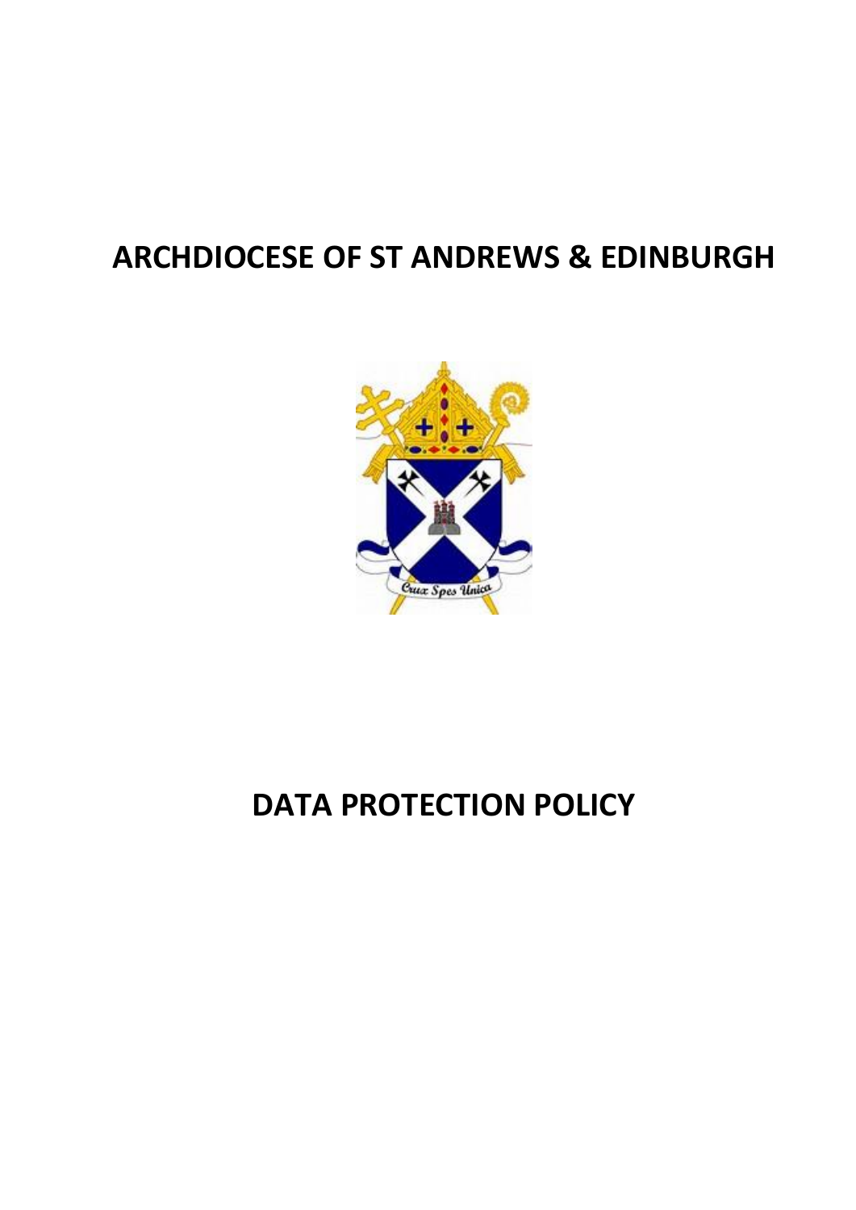# ARCHDIOCESE OF ST ANDREWS & EDINBURGH

# DATA PROTECTION POLICY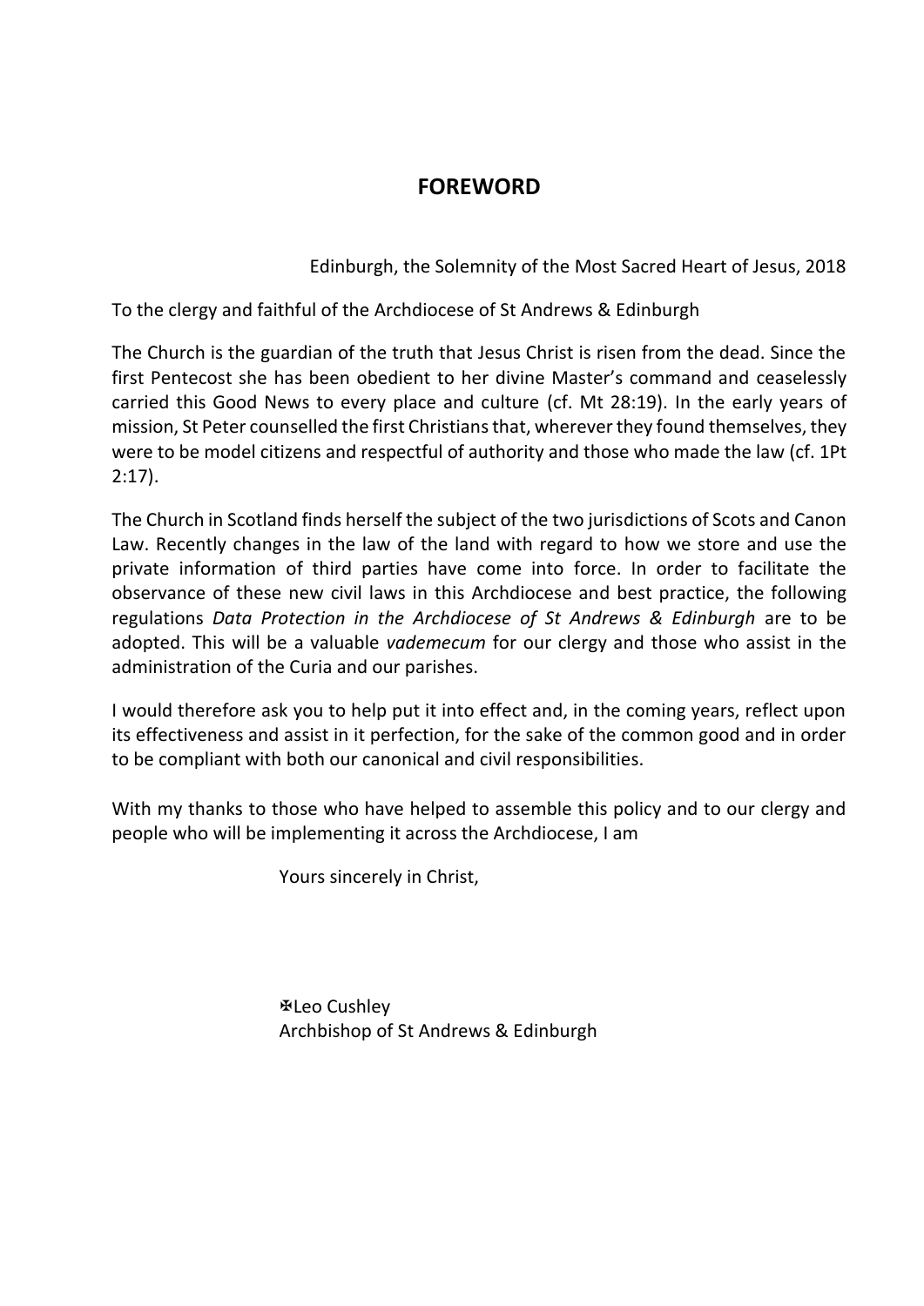# FOREWORD

Edinburgh, the Solemnity of the Most Sacred Heart of Jesus, 2018

To the clergy and faithful of the Archdiocese of St Andrews & Edinburgh

The Church is the guardian of the truth that Jesus Christ is risen from the dead. Since the first Pentecost she has been obedient to her divine Master's command and ceaselessly carried this Good News to every place and culture (cf. Mt 28:19). In the early years of mission, St Peter counselled the first Christians that, wherever they found themselves, they were to be model citizens and respectful of authority and those who made the law (cf. 1Pt 2:17).

The Church in Scotland finds herself the subject of the two jurisdictions of Scots and Canon Law. Recently changes in the law of the land with regard to how we store and use the private information of third parties have come into force. In order to facilitate the observance of these new civil laws in this Archdiocese and best practice, the following regulations *Data Protection in the Archdiocese of St Andrews & Edinburgh* are to be adopted. This will be a valuable *vademecum* for our clergy and those who assist in the administration of the Curia and our parishes.

I would therefore ask you to help put it into effect and, in the coming years, reflect upon its effectiveness and assist in it perfection, for the sake of the common good and in order to be compliant with both our canonical and civil responsibilities.

With my thanks to those who have helped to assemble this policy and to our clergy and people who will be implementing it across the Archdiocese, I am

Yours sincerely in Christ,

✠Leo Cushley
Archbishop of St Andrews & Edinburgh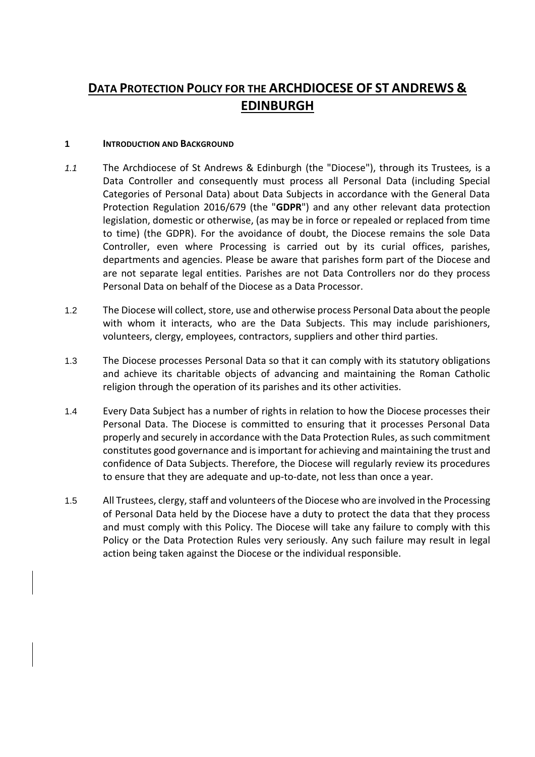# DATA PROTECTION POLICY FOR THE ARCHDIOCESE OF ST ANDREWS & EDINBURGH

## 1 INTRODUCTION AND BACKGROUND

*1.1* The Archdiocese of St Andrews & Edinburgh (the "Diocese"), through its Trustees*,* is a Data Controller and consequently must process all Personal Data (including Special Categories of Personal Data) about Data Subjects in accordance with the General Data Protection Regulation 2016/679 (the "**GDPR**") and any other relevant data protection legislation, domestic or otherwise, (as may be in force or repealed or replaced from time to time) (the GDPR). For the avoidance of doubt, the Diocese remains the sole Data Controller, even where Processing is carried out by its curial offices, parishes, departments and agencies. Please be aware that parishes form part of the Diocese and are not separate legal entities. Parishes are not Data Controllers nor do they process Personal Data on behalf of the Diocese as a Data Processor.

1.2 The Diocese will collect, store, use and otherwise process Personal Data about the people with whom it interacts, who are the Data Subjects. This may include parishioners, volunteers, clergy, employees, contractors, suppliers and other third parties.

1.3 The Diocese processes Personal Data so that it can comply with its statutory obligations and achieve its charitable objects of advancing and maintaining the Roman Catholic religion through the operation of its parishes and its other activities.

1.4 Every Data Subject has a number of rights in relation to how the Diocese processes their Personal Data. The Diocese is committed to ensuring that it processes Personal Data properly and securely in accordance with the Data Protection Rules, as such commitment constitutes good governance and is important for achieving and maintaining the trust and confidence of Data Subjects. Therefore, the Diocese will regularly review its procedures to ensure that they are adequate and up-to-date, not less than once a year.

1.5 All Trustees, clergy, staff and volunteers of the Diocese who are involved in the Processing of Personal Data held by the Diocese have a duty to protect the data that they process and must comply with this Policy. The Diocese will take any failure to comply with this Policy or the Data Protection Rules very seriously. Any such failure may result in legal action being taken against the Diocese or the individual responsible.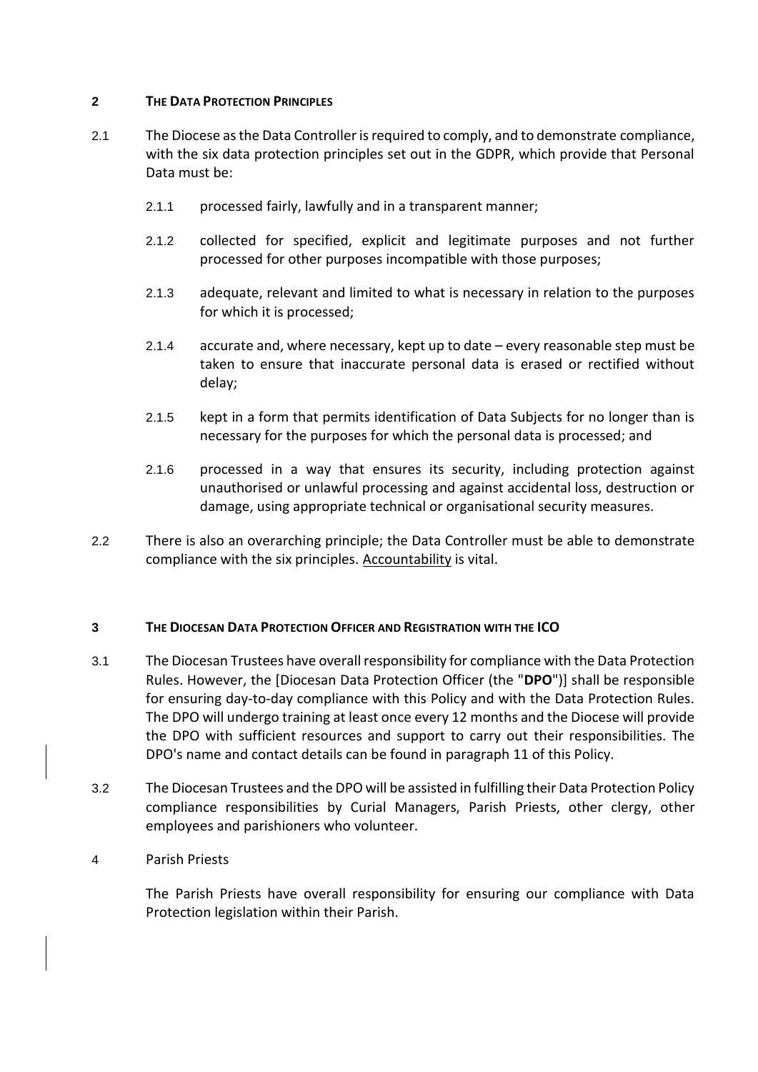## 2 THE DATA PROTECTION PRINCIPLES

2.1 The Diocese as the Data Controller is required to comply, and to demonstrate compliance, with the six data protection principles set out in the GDPR, which provide that Personal Data must be:

2.1.1 processed fairly, lawfully and in a transparent manner;

2.1.2 collected for specified, explicit and legitimate purposes and not further processed for other purposes incompatible with those purposes;

2.1.3 adequate, relevant and limited to what is necessary in relation to the purposes for which it is processed;

2.1.4 accurate and, where necessary, kept up to date – every reasonable step must be taken to ensure that inaccurate personal data is erased or rectified without delay;

2.1.5 kept in a form that permits identification of Data Subjects for no longer than is necessary for the purposes for which the personal data is processed; and

2.1.6 processed in a way that ensures its security, including protection against unauthorised or unlawful processing and against accidental loss, destruction or damage, using appropriate technical or organisational security measures.

2.2 There is also an overarching principle; the Data Controller must be able to demonstrate compliance with the six principles. Accountability is vital.

## 3 THE DIOCESAN DATA PROTECTION OFFICER AND REGISTRATION WITH THE ICO

3.1 The Diocesan Trustees have overall responsibility for compliance with the Data Protection Rules. However, the [Diocesan Data Protection Officer (the "**DPO**")] shall be responsible for ensuring day-to-day compliance with this Policy and with the Data Protection Rules. The DPO will undergo training at least once every 12 months and the Diocese will provide the DPO with sufficient resources and support to carry out their responsibilities. The DPO's name and contact details can be found in paragraph 11 of this Policy.

3.2 The Diocesan Trustees and the DPO will be assisted in fulfilling their Data Protection Policy compliance responsibilities by Curial Managers, Parish Priests, other clergy, other employees and parishioners who volunteer.

4 Parish Priests

The Parish Priests have overall responsibility for ensuring our compliance with Data Protection legislation within their Parish.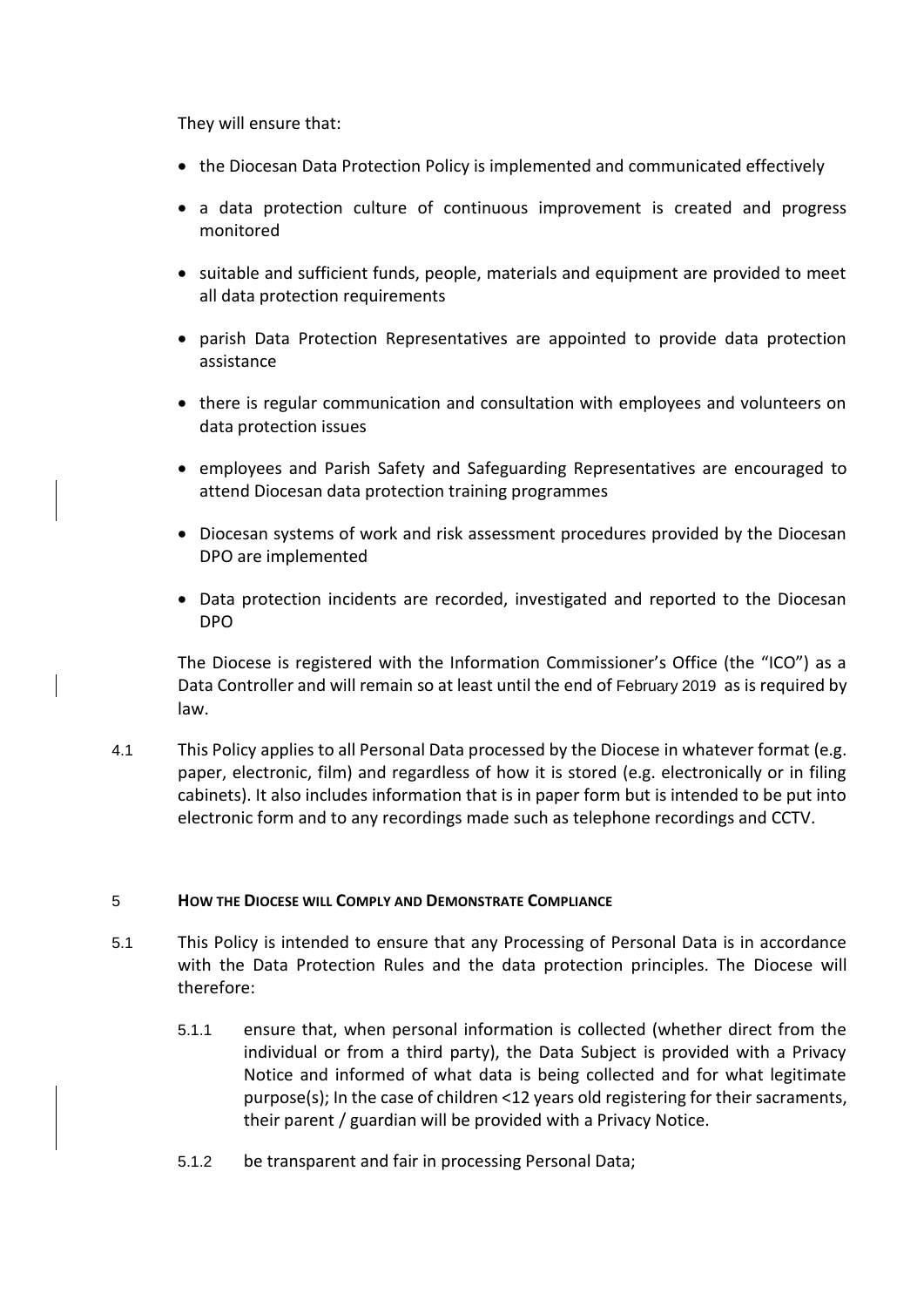They will ensure that:

- the Diocesan Data Protection Policy is implemented and communicated effectively
- a data protection culture of continuous improvement is created and progress monitored
- suitable and sufficient funds, people, materials and equipment are provided to meet all data protection requirements
- parish Data Protection Representatives are appointed to provide data protection assistance
- there is regular communication and consultation with employees and volunteers on data protection issues
- employees and Parish Safety and Safeguarding Representatives are encouraged to attend Diocesan data protection training programmes
- Diocesan systems of work and risk assessment procedures provided by the Diocesan DPO are implemented
- Data protection incidents are recorded, investigated and reported to the Diocesan DPO

The Diocese is registered with the Information Commissioner's Office (the "ICO") as a Data Controller and will remain so at least until the end of February 2019 as is required by law.

4.1 This Policy applies to all Personal Data processed by the Diocese in whatever format (e.g. paper, electronic, film) and regardless of how it is stored (e.g. electronically or in filing cabinets). It also includes information that is in paper form but is intended to be put into electronic form and to any recordings made such as telephone recordings and CCTV.

## 5 HOW THE DIOCESE WILL COMPLY AND DEMONSTRATE COMPLIANCE

5.1 This Policy is intended to ensure that any Processing of Personal Data is in accordance with the Data Protection Rules and the data protection principles. The Diocese will therefore:

5.1.1 ensure that, when personal information is collected (whether direct from the individual or from a third party), the Data Subject is provided with a Privacy Notice and informed of what data is being collected and for what legitimate purpose(s); In the case of children <12 years old registering for their sacraments, their parent / guardian will be provided with a Privacy Notice.

5.1.2 be transparent and fair in processing Personal Data;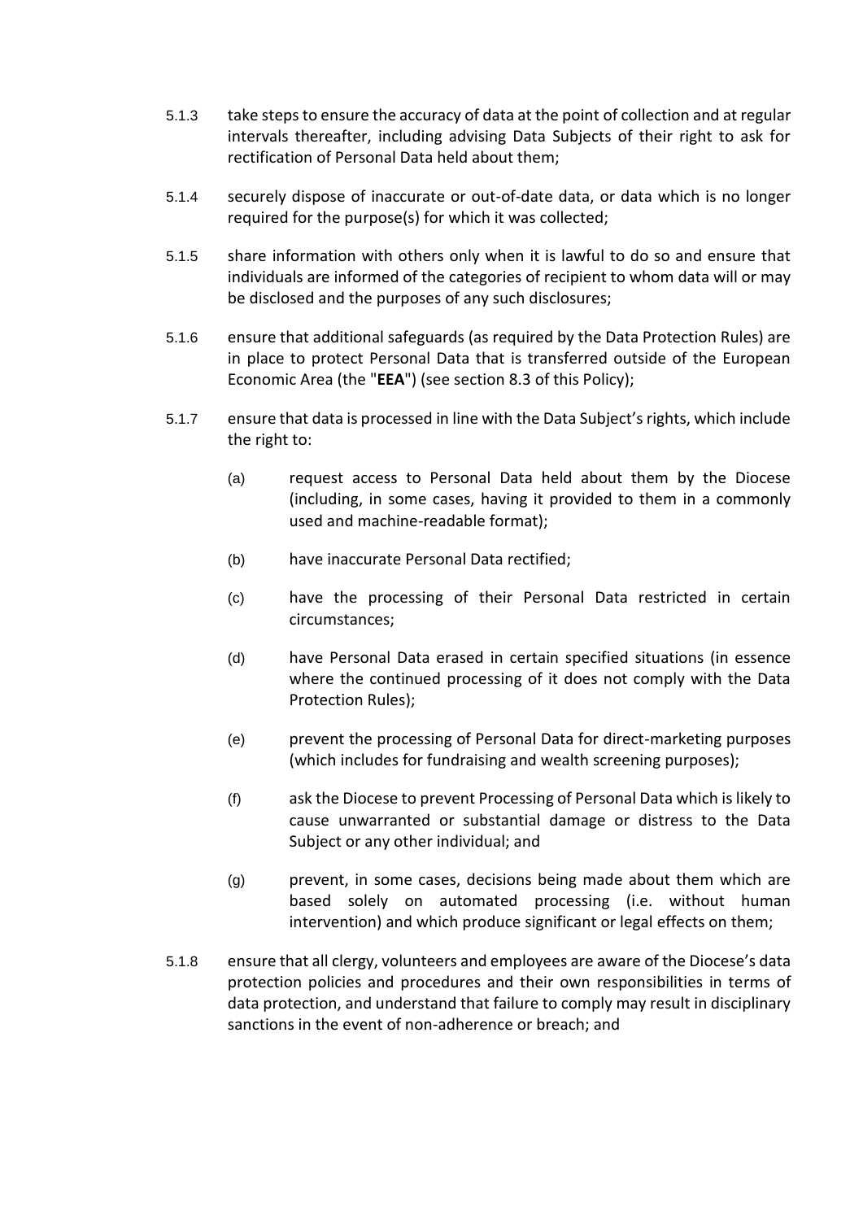5.1.3 take steps to ensure the accuracy of data at the point of collection and at regular intervals thereafter, including advising Data Subjects of their right to ask for rectification of Personal Data held about them;

5.1.4 securely dispose of inaccurate or out-of-date data, or data which is no longer required for the purpose(s) for which it was collected;

5.1.5 share information with others only when it is lawful to do so and ensure that individuals are informed of the categories of recipient to whom data will or may be disclosed and the purposes of any such disclosures;

5.1.6 ensure that additional safeguards (as required by the Data Protection Rules) are in place to protect Personal Data that is transferred outside of the European Economic Area (the "**EEA**") (see section 8.3 of this Policy);

5.1.7 ensure that data is processed in line with the Data Subject's rights, which include the right to:

(a) request access to Personal Data held about them by the Diocese (including, in some cases, having it provided to them in a commonly used and machine-readable format);

(b) have inaccurate Personal Data rectified;

(c) have the processing of their Personal Data restricted in certain circumstances;

(d) have Personal Data erased in certain specified situations (in essence where the continued processing of it does not comply with the Data Protection Rules);

(e) prevent the processing of Personal Data for direct-marketing purposes (which includes for fundraising and wealth screening purposes);

(f) ask the Diocese to prevent Processing of Personal Data which is likely to cause unwarranted or substantial damage or distress to the Data Subject or any other individual; and

(g) prevent, in some cases, decisions being made about them which are based solely on automated processing (i.e. without human intervention) and which produce significant or legal effects on them;

5.1.8 ensure that all clergy, volunteers and employees are aware of the Diocese's data protection policies and procedures and their own responsibilities in terms of data protection, and understand that failure to comply may result in disciplinary sanctions in the event of non-adherence or breach; and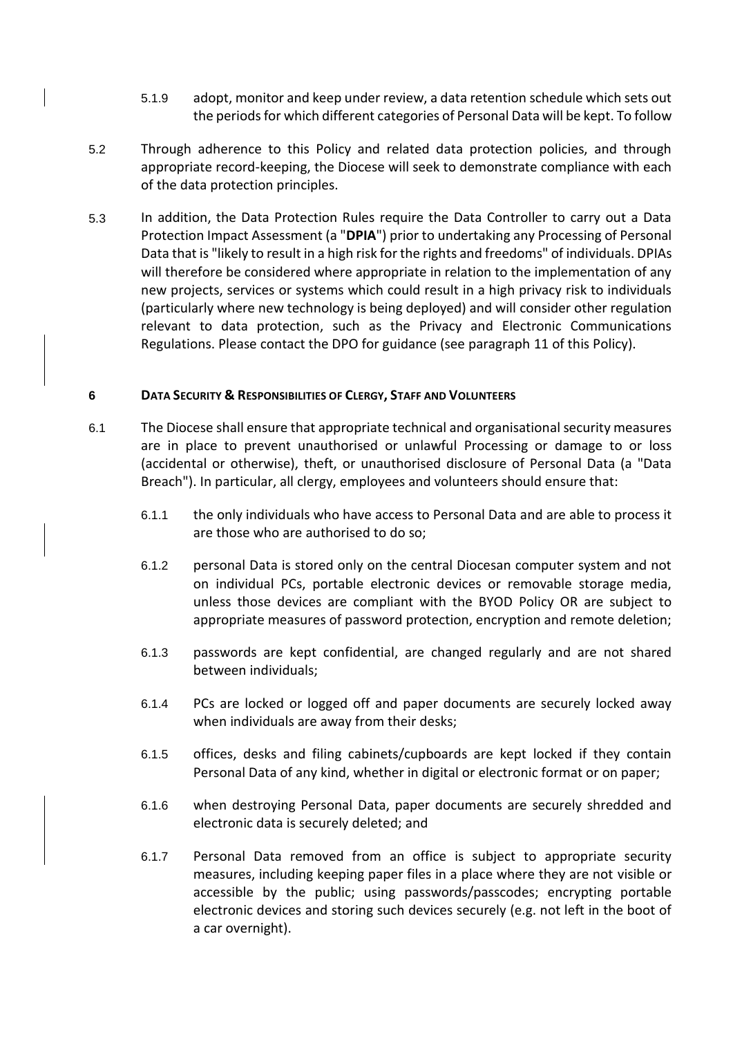5.1.9 adopt, monitor and keep under review, a data retention schedule which sets out the periods for which different categories of Personal Data will be kept. To follow

5.2 Through adherence to this Policy and related data protection policies, and through appropriate record-keeping, the Diocese will seek to demonstrate compliance with each of the data protection principles.

5.3 In addition, the Data Protection Rules require the Data Controller to carry out a Data Protection Impact Assessment (a "**DPIA**") prior to undertaking any Processing of Personal Data that is "likely to result in a high risk for the rights and freedoms" of individuals. DPIAs will therefore be considered where appropriate in relation to the implementation of any new projects, services or systems which could result in a high privacy risk to individuals (particularly where new technology is being deployed) and will consider other regulation relevant to data protection, such as the Privacy and Electronic Communications Regulations. Please contact the DPO for guidance (see paragraph 11 of this Policy).

## 6 DATA SECURITY & RESPONSIBILITIES OF CLERGY, STAFF AND VOLUNTEERS

6.1 The Diocese shall ensure that appropriate technical and organisational security measures are in place to prevent unauthorised or unlawful Processing or damage to or loss (accidental or otherwise), theft, or unauthorised disclosure of Personal Data (a "Data Breach"). In particular, all clergy, employees and volunteers should ensure that:

6.1.1 the only individuals who have access to Personal Data and are able to process it are those who are authorised to do so;

6.1.2 personal Data is stored only on the central Diocesan computer system and not on individual PCs, portable electronic devices or removable storage media, unless those devices are compliant with the BYOD Policy OR are subject to appropriate measures of password protection, encryption and remote deletion;

6.1.3 passwords are kept confidential, are changed regularly and are not shared between individuals;

6.1.4 PCs are locked or logged off and paper documents are securely locked away when individuals are away from their desks;

6.1.5 offices, desks and filing cabinets/cupboards are kept locked if they contain Personal Data of any kind, whether in digital or electronic format or on paper;

6.1.6 when destroying Personal Data, paper documents are securely shredded and electronic data is securely deleted; and

6.1.7 Personal Data removed from an office is subject to appropriate security measures, including keeping paper files in a place where they are not visible or accessible by the public; using passwords/passcodes; encrypting portable electronic devices and storing such devices securely (e.g. not left in the boot of a car overnight).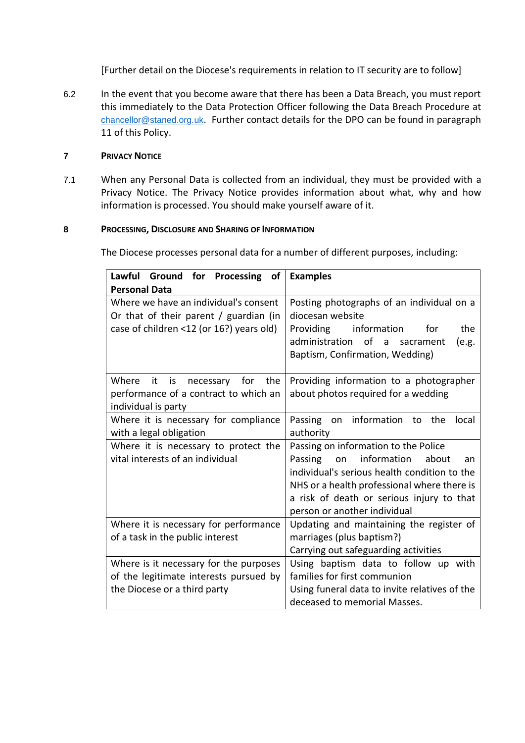[Further detail on the Diocese's requirements in relation to IT security are to follow]

6.2 In the event that you become aware that there has been a Data Breach, you must report this immediately to the Data Protection Officer following the Data Breach Procedure at chancellor@staned.org.uk. Further contact details for the DPO can be found in paragraph 11 of this Policy.

## 7 PRIVACY NOTICE

7.1 When any Personal Data is collected from an individual, they must be provided with a Privacy Notice. The Privacy Notice provides information about what, why and how information is processed. You should make yourself aware of it.

## 8 PROCESSING, DISCLOSURE AND SHARING OF INFORMATION

The Diocese processes personal data for a number of different purposes, including:

| **Lawful Ground for Processing of Personal Data** | **Examples** |
| --- | --- |
| Where we have an individual's consent Or that of their parent / guardian (in case of children <12 (or 16?) years old) | Posting photographs of an individual on a diocesan website<br>Providing information for the administration of a sacrament (e.g. Baptism, Confirmation, Wedding) |
| Where it is necessary for the performance of a contract to which an individual is party | Providing information to a photographer about photos required for a wedding |
| Where it is necessary for compliance with a legal obligation | Passing on information to the local authority |
| Where it is necessary to protect the vital interests of an individual | Passing on information to the Police<br>Passing on information about an individual's serious health condition to the NHS or a health professional where there is a risk of death or serious injury to that person or another individual |
| Where it is necessary for performance of a task in the public interest | Updating and maintaining the register of marriages (plus baptism?)<br>Carrying out safeguarding activities |
| Where is it necessary for the purposes of the legitimate interests pursued by the Diocese or a third party | Using baptism data to follow up with families for first communion<br>Using funeral data to invite relatives of the deceased to memorial Masses. |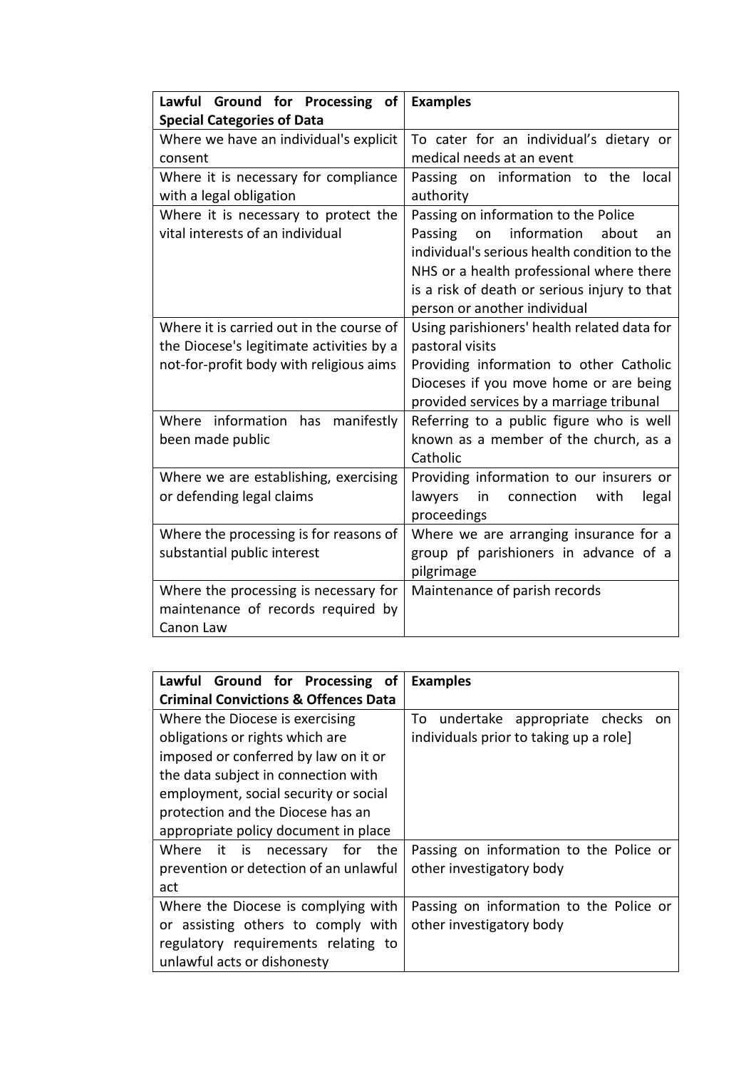| **Lawful Ground for Processing of Special Categories of Data** | **Examples** |
|---|---|
| Where we have an individual's explicit consent | To cater for an individual's dietary or medical needs at an event |
| Where it is necessary for compliance with a legal obligation | Passing on information to the local authority |
| Where it is necessary to protect the vital interests of an individual | Passing on information to the Police<br>Passing on information about an individual's serious health condition to the NHS or a health professional where there is a risk of death or serious injury to that person or another individual |
| Where it is carried out in the course of the Diocese's legitimate activities by a not-for-profit body with religious aims | Using parishioners' health related data for pastoral visits<br>Providing information to other Catholic Dioceses if you move home or are being provided services by a marriage tribunal |
| Where information has manifestly been made public | Referring to a public figure who is well known as a member of the church, as a Catholic |
| Where we are establishing, exercising or defending legal claims | Providing information to our insurers or lawyers in connection with legal proceedings |
| Where the processing is for reasons of substantial public interest | Where we are arranging insurance for a group pf parishioners in advance of a pilgrimage |
| Where the processing is necessary for maintenance of records required by Canon Law | Maintenance of parish records |

| **Lawful Ground for Processing of Criminal Convictions & Offences Data** | **Examples** |
|---|---|
| Where the Diocese is exercising obligations or rights which are imposed or conferred by law on it or the data subject in connection with employment, social security or social protection and the Diocese has an appropriate policy document in place | To undertake appropriate checks on individuals prior to taking up a role] |
| Where it is necessary for the prevention or detection of an unlawful act | Passing on information to the Police or other investigatory body |
| Where the Diocese is complying with or assisting others to comply with regulatory requirements relating to unlawful acts or dishonesty | Passing on information to the Police or other investigatory body |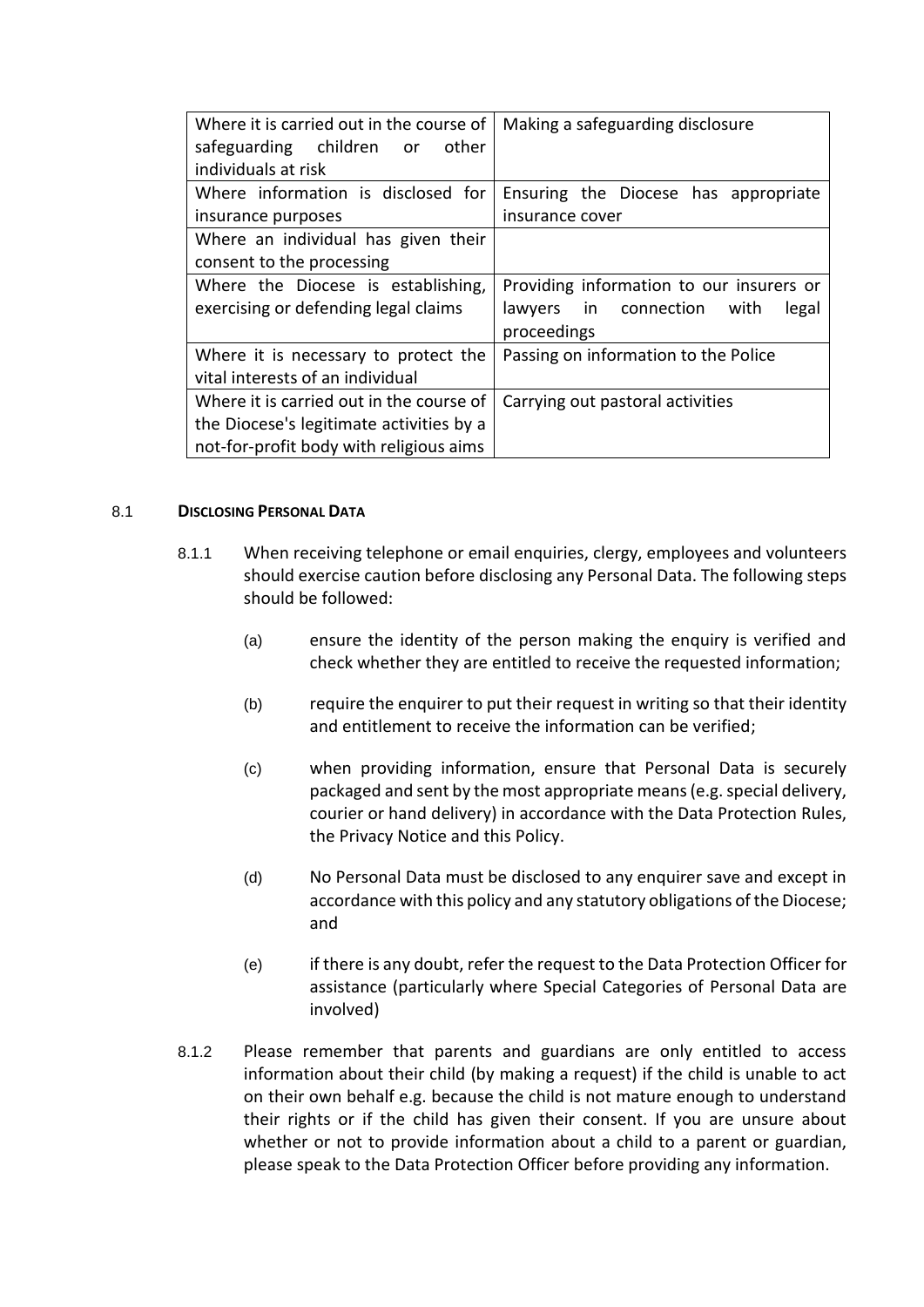| Where it is carried out in the course of safeguarding children or other individuals at risk | Making a safeguarding disclosure |
|---|---|
| Where information is disclosed for insurance purposes | Ensuring the Diocese has appropriate insurance cover |
| Where an individual has given their consent to the processing | |
| Where the Diocese is establishing, exercising or defending legal claims | Providing information to our insurers or lawyers in connection with legal proceedings |
| Where it is necessary to protect the vital interests of an individual | Passing on information to the Police |
| Where it is carried out in the course of the Diocese's legitimate activities by a not-for-profit body with religious aims | Carrying out pastoral activities |

8.1 **DISCLOSING PERSONAL DATA**

8.1.1 When receiving telephone or email enquiries, clergy, employees and volunteers should exercise caution before disclosing any Personal Data. The following steps should be followed:

(a) ensure the identity of the person making the enquiry is verified and check whether they are entitled to receive the requested information;

(b) require the enquirer to put their request in writing so that their identity and entitlement to receive the information can be verified;

(c) when providing information, ensure that Personal Data is securely packaged and sent by the most appropriate means (e.g. special delivery, courier or hand delivery) in accordance with the Data Protection Rules, the Privacy Notice and this Policy.

(d) No Personal Data must be disclosed to any enquirer save and except in accordance with this policy and any statutory obligations of the Diocese; and

(e) if there is any doubt, refer the request to the Data Protection Officer for assistance (particularly where Special Categories of Personal Data are involved)

8.1.2 Please remember that parents and guardians are only entitled to access information about their child (by making a request) if the child is unable to act on their own behalf e.g. because the child is not mature enough to understand their rights or if the child has given their consent. If you are unsure about whether or not to provide information about a child to a parent or guardian, please speak to the Data Protection Officer before providing any information.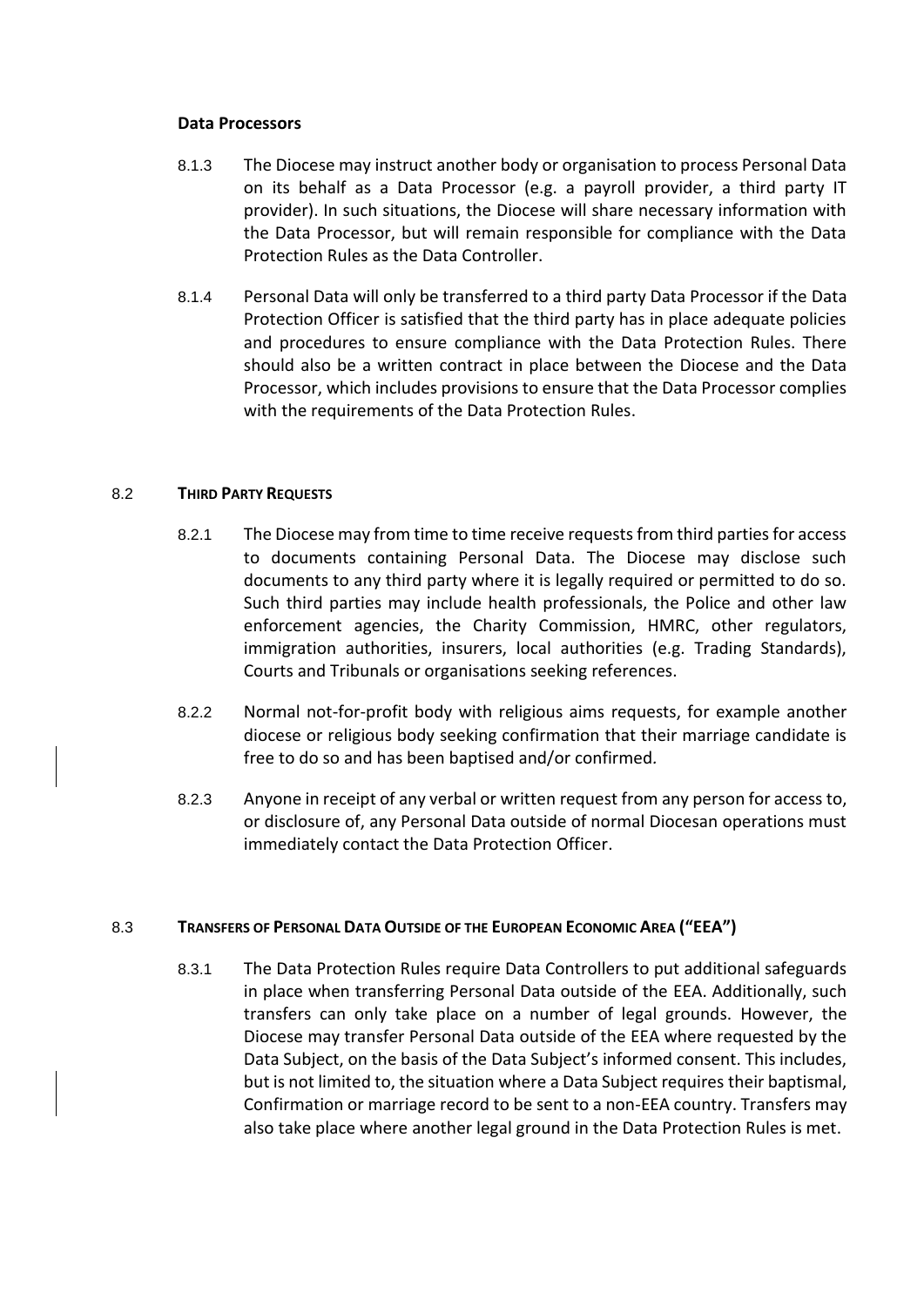**Data Processors**

8.1.3 The Diocese may instruct another body or organisation to process Personal Data on its behalf as a Data Processor (e.g. a payroll provider, a third party IT provider). In such situations, the Diocese will share necessary information with the Data Processor, but will remain responsible for compliance with the Data Protection Rules as the Data Controller.

8.1.4 Personal Data will only be transferred to a third party Data Processor if the Data Protection Officer is satisfied that the third party has in place adequate policies and procedures to ensure compliance with the Data Protection Rules. There should also be a written contract in place between the Diocese and the Data Processor, which includes provisions to ensure that the Data Processor complies with the requirements of the Data Protection Rules.

## 8.2 THIRD PARTY REQUESTS

8.2.1 The Diocese may from time to time receive requests from third parties for access to documents containing Personal Data. The Diocese may disclose such documents to any third party where it is legally required or permitted to do so. Such third parties may include health professionals, the Police and other law enforcement agencies, the Charity Commission, HMRC, other regulators, immigration authorities, insurers, local authorities (e.g. Trading Standards), Courts and Tribunals or organisations seeking references.

8.2.2 Normal not-for-profit body with religious aims requests, for example another diocese or religious body seeking confirmation that their marriage candidate is free to do so and has been baptised and/or confirmed.

8.2.3 Anyone in receipt of any verbal or written request from any person for access to, or disclosure of, any Personal Data outside of normal Diocesan operations must immediately contact the Data Protection Officer.

## 8.3 TRANSFERS OF PERSONAL DATA OUTSIDE OF THE EUROPEAN ECONOMIC AREA ("EEA")

8.3.1 The Data Protection Rules require Data Controllers to put additional safeguards in place when transferring Personal Data outside of the EEA. Additionally, such transfers can only take place on a number of legal grounds. However, the Diocese may transfer Personal Data outside of the EEA where requested by the Data Subject, on the basis of the Data Subject's informed consent. This includes, but is not limited to, the situation where a Data Subject requires their baptismal, Confirmation or marriage record to be sent to a non-EEA country. Transfers may also take place where another legal ground in the Data Protection Rules is met.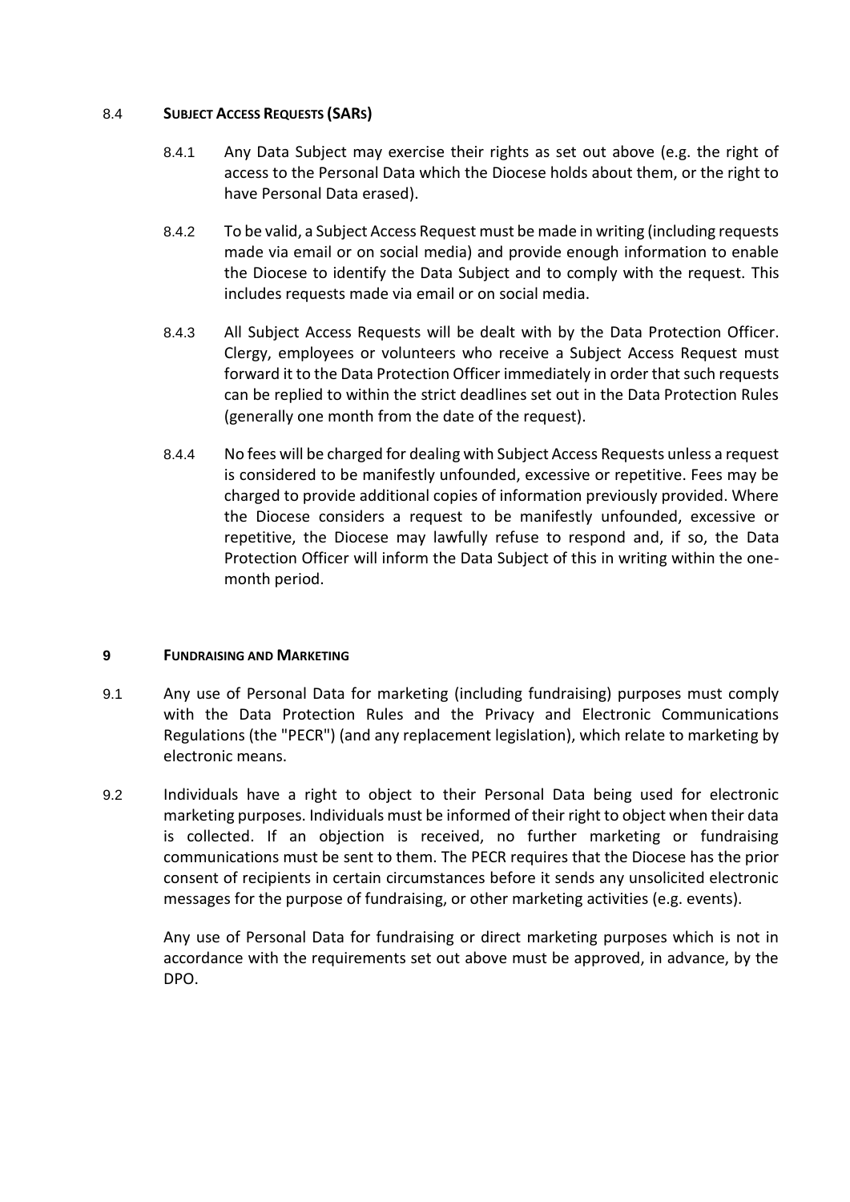### 8.4 **Subject Access Requests (SARs)**

8.4.1 Any Data Subject may exercise their rights as set out above (e.g. the right of access to the Personal Data which the Diocese holds about them, or the right to have Personal Data erased).

8.4.2 To be valid, a Subject Access Request must be made in writing (including requests made via email or on social media) and provide enough information to enable the Diocese to identify the Data Subject and to comply with the request. This includes requests made via email or on social media.

8.4.3 All Subject Access Requests will be dealt with by the Data Protection Officer. Clergy, employees or volunteers who receive a Subject Access Request must forward it to the Data Protection Officer immediately in order that such requests can be replied to within the strict deadlines set out in the Data Protection Rules (generally one month from the date of the request).

8.4.4 No fees will be charged for dealing with Subject Access Requests unless a request is considered to be manifestly unfounded, excessive or repetitive. Fees may be charged to provide additional copies of information previously provided. Where the Diocese considers a request to be manifestly unfounded, excessive or repetitive, the Diocese may lawfully refuse to respond and, if so, the Data Protection Officer will inform the Data Subject of this in writing within the one-month period.

## 9 **Fundraising and Marketing**

9.1 Any use of Personal Data for marketing (including fundraising) purposes must comply with the Data Protection Rules and the Privacy and Electronic Communications Regulations (the "PECR") (and any replacement legislation), which relate to marketing by electronic means.

9.2 Individuals have a right to object to their Personal Data being used for electronic marketing purposes. Individuals must be informed of their right to object when their data is collected. If an objection is received, no further marketing or fundraising communications must be sent to them. The PECR requires that the Diocese has the prior consent of recipients in certain circumstances before it sends any unsolicited electronic messages for the purpose of fundraising, or other marketing activities (e.g. events).

Any use of Personal Data for fundraising or direct marketing purposes which is not in accordance with the requirements set out above must be approved, in advance, by the DPO.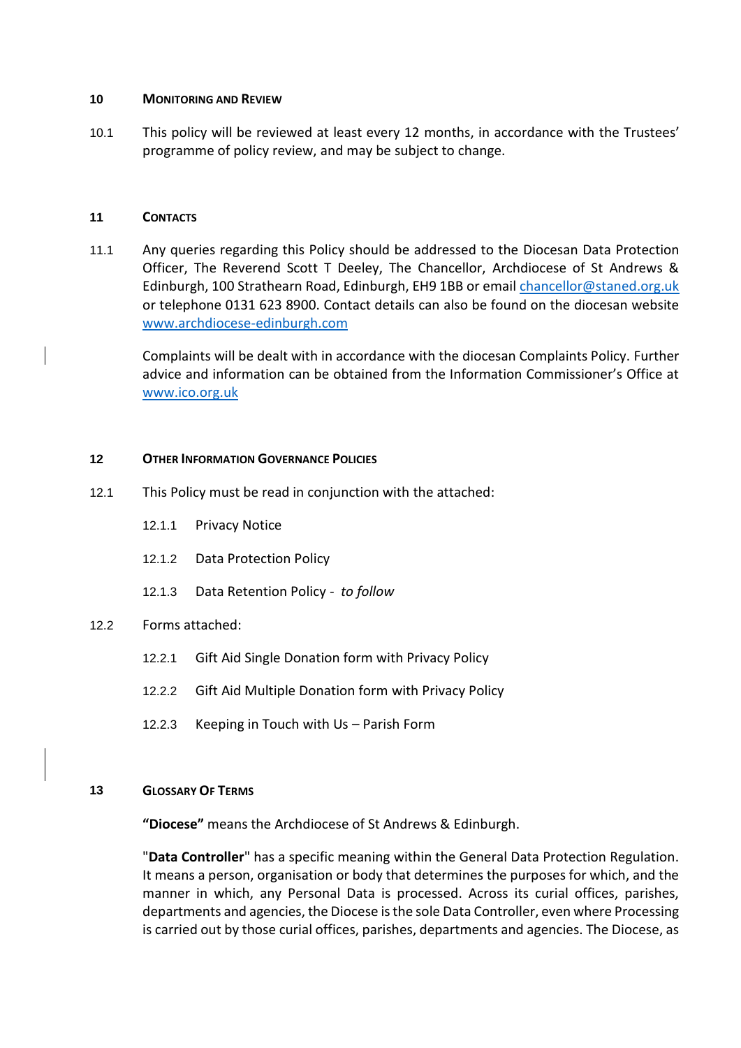## 10 Monitoring and Review

10.1 This policy will be reviewed at least every 12 months, in accordance with the Trustees' programme of policy review, and may be subject to change.

## 11 Contacts

11.1 Any queries regarding this Policy should be addressed to the Diocesan Data Protection Officer, The Reverend Scott T Deeley, The Chancellor, Archdiocese of St Andrews & Edinburgh, 100 Strathearn Road, Edinburgh, EH9 1BB or email [chancellor@staned.org.uk](mailto:chancellor@staned.org.uk) or telephone 0131 623 8900. Contact details can also be found on the diocesan website [www.archdiocese-edinburgh.com](http://www.archdiocese-edinburgh.com)

Complaints will be dealt with in accordance with the diocesan Complaints Policy. Further advice and information can be obtained from the Information Commissioner's Office at [www.ico.org.uk](http://www.ico.org.uk)

## 12 Other Information Governance Policies

12.1 This Policy must be read in conjunction with the attached:

- 12.1.1 Privacy Notice
- 12.1.2 Data Protection Policy
- 12.1.3 Data Retention Policy - *to follow*

12.2 Forms attached:

- 12.2.1 Gift Aid Single Donation form with Privacy Policy
- 12.2.2 Gift Aid Multiple Donation form with Privacy Policy
- 12.2.3 Keeping in Touch with Us – Parish Form

## 13 Glossary Of Terms

**"Diocese"** means the Archdiocese of St Andrews & Edinburgh.

"**Data Controller**" has a specific meaning within the General Data Protection Regulation. It means a person, organisation or body that determines the purposes for which, and the manner in which, any Personal Data is processed. Across its curial offices, parishes, departments and agencies, the Diocese is the sole Data Controller, even where Processing is carried out by those curial offices, parishes, departments and agencies. The Diocese, as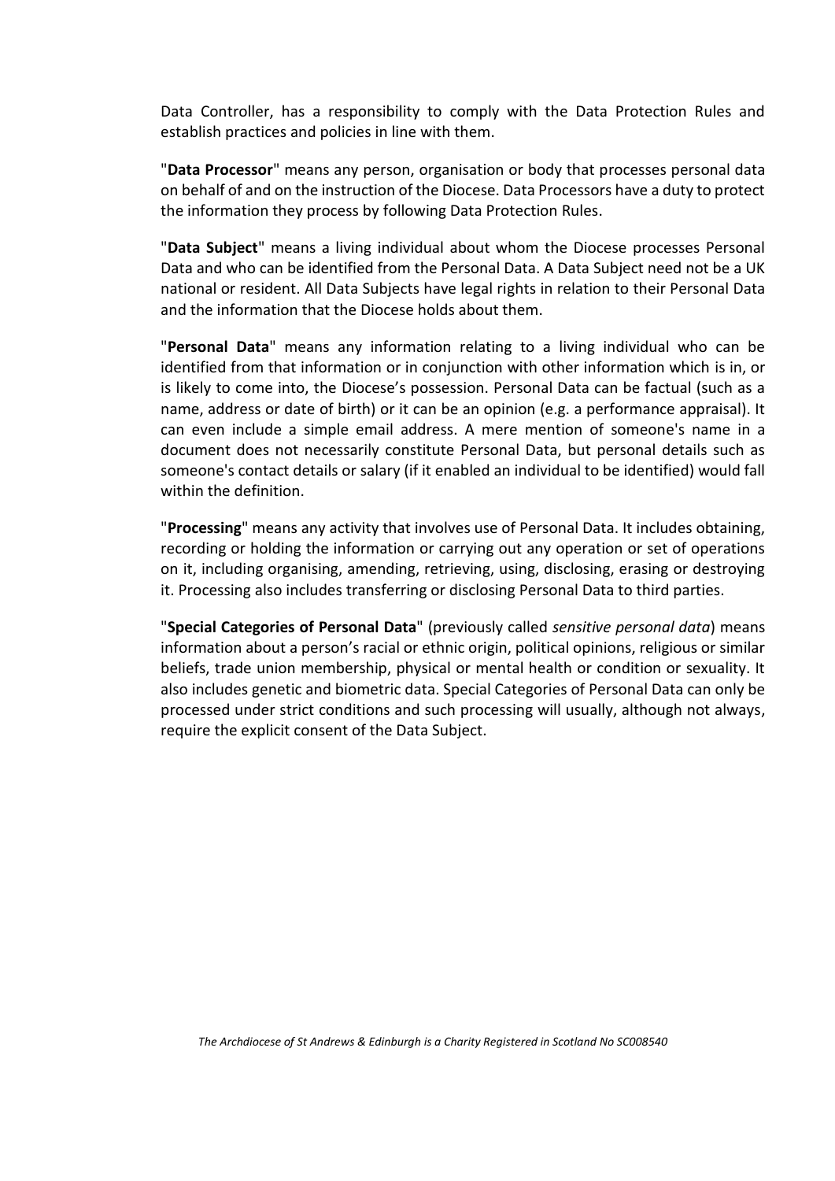Data Controller, has a responsibility to comply with the Data Protection Rules and establish practices and policies in line with them.

"**Data Processor**" means any person, organisation or body that processes personal data on behalf of and on the instruction of the Diocese. Data Processors have a duty to protect the information they process by following Data Protection Rules.

"**Data Subject**" means a living individual about whom the Diocese processes Personal Data and who can be identified from the Personal Data. A Data Subject need not be a UK national or resident. All Data Subjects have legal rights in relation to their Personal Data and the information that the Diocese holds about them.

"**Personal Data**" means any information relating to a living individual who can be identified from that information or in conjunction with other information which is in, or is likely to come into, the Diocese's possession. Personal Data can be factual (such as a name, address or date of birth) or it can be an opinion (e.g. a performance appraisal). It can even include a simple email address. A mere mention of someone's name in a document does not necessarily constitute Personal Data, but personal details such as someone's contact details or salary (if it enabled an individual to be identified) would fall within the definition.

"**Processing**" means any activity that involves use of Personal Data. It includes obtaining, recording or holding the information or carrying out any operation or set of operations on it, including organising, amending, retrieving, using, disclosing, erasing or destroying it. Processing also includes transferring or disclosing Personal Data to third parties.

"**Special Categories of Personal Data**" (previously called *sensitive personal data*) means information about a person's racial or ethnic origin, political opinions, religious or similar beliefs, trade union membership, physical or mental health or condition or sexuality. It also includes genetic and biometric data. Special Categories of Personal Data can only be processed under strict conditions and such processing will usually, although not always, require the explicit consent of the Data Subject.